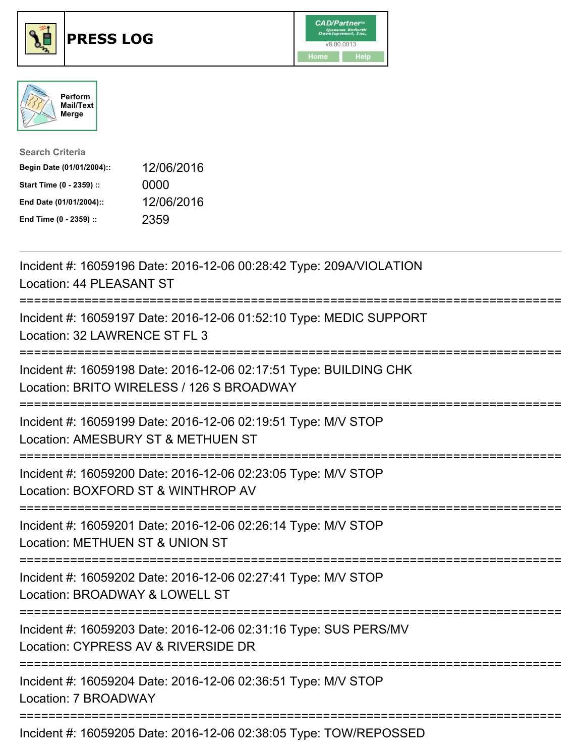# PRESS LOG

CAD/Partner™ v8.00.0013

Home | Help

Perform Mail/Text Merge

**Search Criteria**

| | |
|---|---|
| **Begin Date (01/01/2004)::** | 12/06/2016 |
| **Start Time (0 - 2359) ::** | 0000 |
| **End Date (01/01/2004)::** | 12/06/2016 |
| **End Time (0 - 2359) ::** | 2359 |

---

Incident #: 16059196 Date: 2016-12-06 00:28:42 Type: 209A/VIOLATION
Location: 44 PLEASANT ST

===========================================================================

Incident #: 16059197 Date: 2016-12-06 01:52:10 Type: MEDIC SUPPORT
Location: 32 LAWRENCE ST FL 3

===========================================================================

Incident #: 16059198 Date: 2016-12-06 02:17:51 Type: BUILDING CHK
Location: BRITO WIRELESS / 126 S BROADWAY

===========================================================================

Incident #: 16059199 Date: 2016-12-06 02:19:51 Type: M/V STOP
Location: AMESBURY ST & METHUEN ST

===========================================================================

Incident #: 16059200 Date: 2016-12-06 02:23:05 Type: M/V STOP
Location: BOXFORD ST & WINTHROP AV

===========================================================================

Incident #: 16059201 Date: 2016-12-06 02:26:14 Type: M/V STOP
Location: METHUEN ST & UNION ST

===========================================================================

Incident #: 16059202 Date: 2016-12-06 02:27:41 Type: M/V STOP
Location: BROADWAY & LOWELL ST

===========================================================================

Incident #: 16059203 Date: 2016-12-06 02:31:16 Type: SUS PERS/MV
Location: CYPRESS AV & RIVERSIDE DR

===========================================================================

Incident #: 16059204 Date: 2016-12-06 02:36:51 Type: M/V STOP
Location: 7 BROADWAY

===========================================================================

Incident #: 16059205 Date: 2016-12-06 02:38:05 Type: TOW/REPOSSED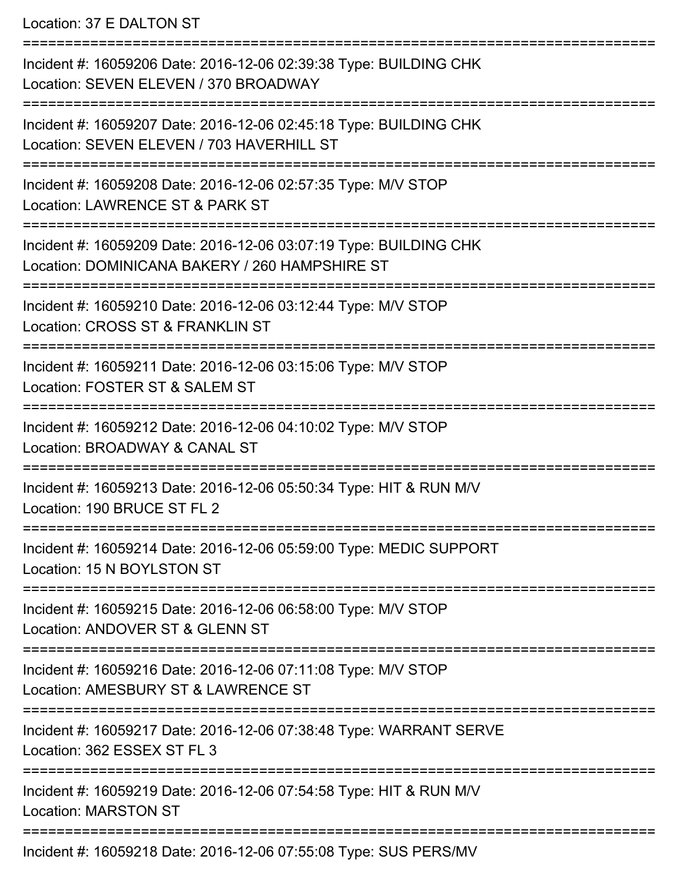Location: 37 E DALTON ST

===========================================================================

Incident #: 16059206 Date: 2016-12-06 02:39:38 Type: BUILDING CHK
Location: SEVEN ELEVEN / 370 BROADWAY

===========================================================================

Incident #: 16059207 Date: 2016-12-06 02:45:18 Type: BUILDING CHK
Location: SEVEN ELEVEN / 703 HAVERHILL ST

===========================================================================

Incident #: 16059208 Date: 2016-12-06 02:57:35 Type: M/V STOP
Location: LAWRENCE ST & PARK ST

===========================================================================

Incident #: 16059209 Date: 2016-12-06 03:07:19 Type: BUILDING CHK
Location: DOMINICANA BAKERY / 260 HAMPSHIRE ST

===========================================================================

Incident #: 16059210 Date: 2016-12-06 03:12:44 Type: M/V STOP
Location: CROSS ST & FRANKLIN ST

===========================================================================

Incident #: 16059211 Date: 2016-12-06 03:15:06 Type: M/V STOP
Location: FOSTER ST & SALEM ST

===========================================================================

Incident #: 16059212 Date: 2016-12-06 04:10:02 Type: M/V STOP
Location: BROADWAY & CANAL ST

===========================================================================

Incident #: 16059213 Date: 2016-12-06 05:50:34 Type: HIT & RUN M/V
Location: 190 BRUCE ST FL 2

===========================================================================

Incident #: 16059214 Date: 2016-12-06 05:59:00 Type: MEDIC SUPPORT
Location: 15 N BOYLSTON ST

===========================================================================

Incident #: 16059215 Date: 2016-12-06 06:58:00 Type: M/V STOP
Location: ANDOVER ST & GLENN ST

===========================================================================

Incident #: 16059216 Date: 2016-12-06 07:11:08 Type: M/V STOP
Location: AMESBURY ST & LAWRENCE ST

===========================================================================

Incident #: 16059217 Date: 2016-12-06 07:38:48 Type: WARRANT SERVE
Location: 362 ESSEX ST FL 3

===========================================================================

Incident #: 16059219 Date: 2016-12-06 07:54:58 Type: HIT & RUN M/V
Location: MARSTON ST

===========================================================================

Incident #: 16059218 Date: 2016-12-06 07:55:08 Type: SUS PERS/MV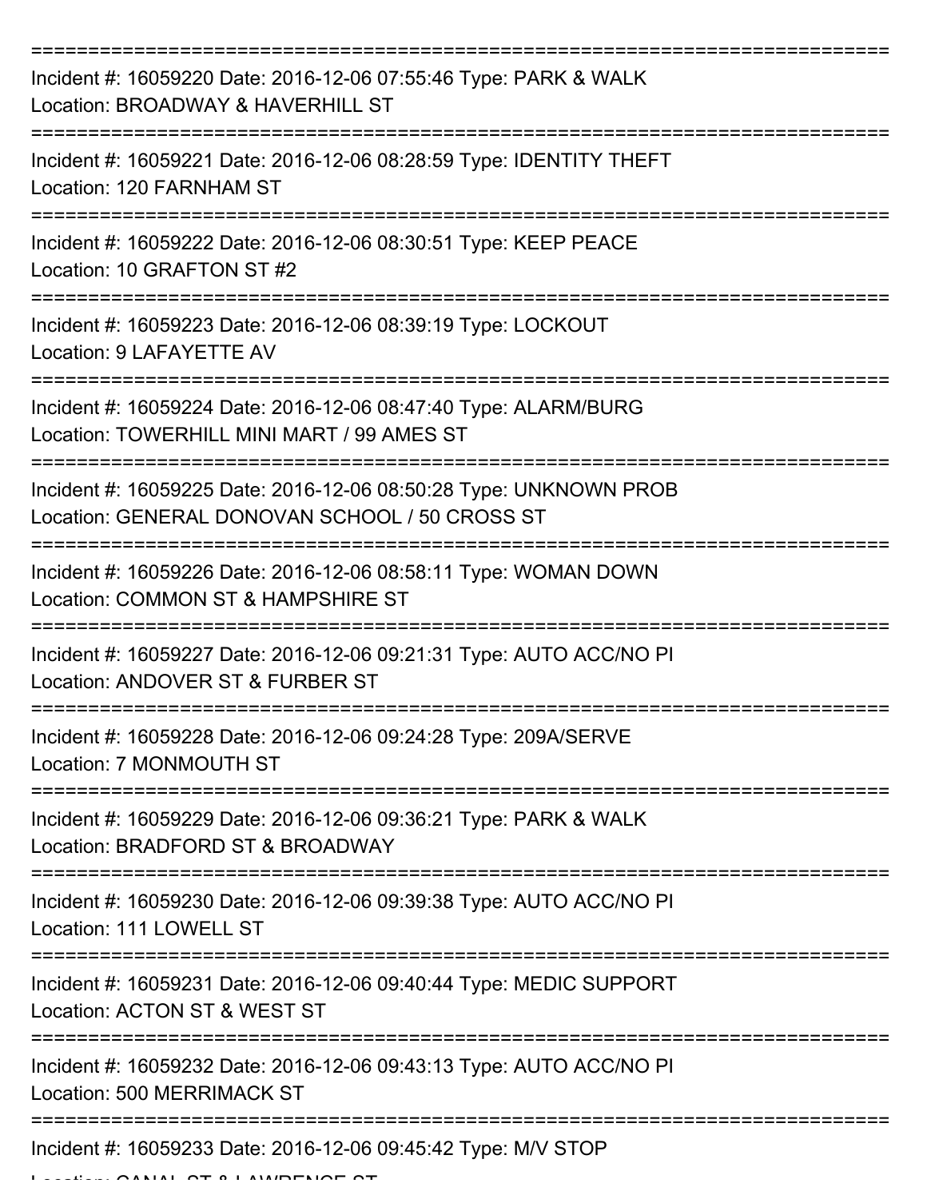===========================================================================

Incident #: 16059220 Date: 2016-12-06 07:55:46 Type: PARK & WALK
Location: BROADWAY & HAVERHILL ST

===========================================================================

Incident #: 16059221 Date: 2016-12-06 08:28:59 Type: IDENTITY THEFT
Location: 120 FARNHAM ST

===========================================================================

Incident #: 16059222 Date: 2016-12-06 08:30:51 Type: KEEP PEACE
Location: 10 GRAFTON ST #2

===========================================================================

Incident #: 16059223 Date: 2016-12-06 08:39:19 Type: LOCKOUT
Location: 9 LAFAYETTE AV

===========================================================================

Incident #: 16059224 Date: 2016-12-06 08:47:40 Type: ALARM/BURG
Location: TOWERHILL MINI MART / 99 AMES ST

===========================================================================

Incident #: 16059225 Date: 2016-12-06 08:50:28 Type: UNKNOWN PROB
Location: GENERAL DONOVAN SCHOOL / 50 CROSS ST

===========================================================================

Incident #: 16059226 Date: 2016-12-06 08:58:11 Type: WOMAN DOWN
Location: COMMON ST & HAMPSHIRE ST

===========================================================================

Incident #: 16059227 Date: 2016-12-06 09:21:31 Type: AUTO ACC/NO PI
Location: ANDOVER ST & FURBER ST

===========================================================================

Incident #: 16059228 Date: 2016-12-06 09:24:28 Type: 209A/SERVE
Location: 7 MONMOUTH ST

===========================================================================

Incident #: 16059229 Date: 2016-12-06 09:36:21 Type: PARK & WALK
Location: BRADFORD ST & BROADWAY

===========================================================================

Incident #: 16059230 Date: 2016-12-06 09:39:38 Type: AUTO ACC/NO PI
Location: 111 LOWELL ST

===========================================================================

Incident #: 16059231 Date: 2016-12-06 09:40:44 Type: MEDIC SUPPORT
Location: ACTON ST & WEST ST

===========================================================================

Incident #: 16059232 Date: 2016-12-06 09:43:13 Type: AUTO ACC/NO PI
Location: 500 MERRIMACK ST

===========================================================================

Incident #: 16059233 Date: 2016-12-06 09:45:42 Type: M/V STOP
Location: CANAL ST & LAWRENCE ST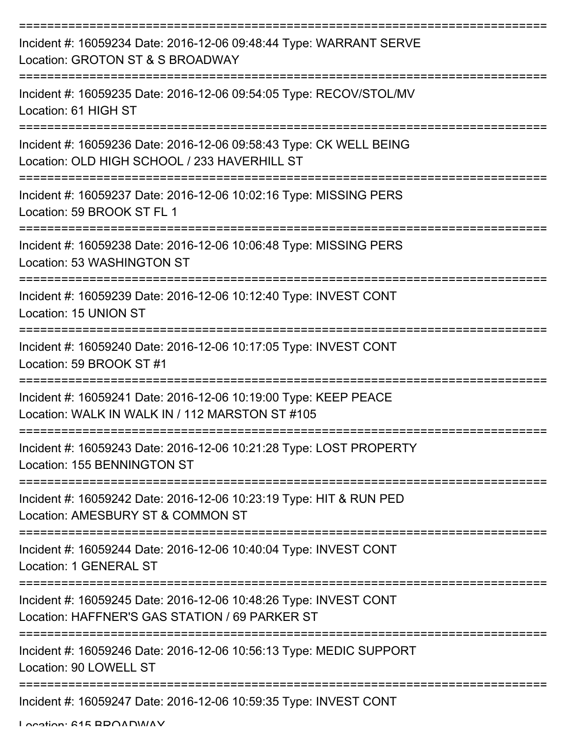===========================================================================

Incident #: 16059234 Date: 2016-12-06 09:48:44 Type: WARRANT SERVE
Location: GROTON ST & S BROADWAY

===========================================================================

Incident #: 16059235 Date: 2016-12-06 09:54:05 Type: RECOV/STOL/MV
Location: 61 HIGH ST

===========================================================================

Incident #: 16059236 Date: 2016-12-06 09:58:43 Type: CK WELL BEING
Location: OLD HIGH SCHOOL / 233 HAVERHILL ST

===========================================================================

Incident #: 16059237 Date: 2016-12-06 10:02:16 Type: MISSING PERS
Location: 59 BROOK ST FL 1

===========================================================================

Incident #: 16059238 Date: 2016-12-06 10:06:48 Type: MISSING PERS
Location: 53 WASHINGTON ST

===========================================================================

Incident #: 16059239 Date: 2016-12-06 10:12:40 Type: INVEST CONT
Location: 15 UNION ST

===========================================================================

Incident #: 16059240 Date: 2016-12-06 10:17:05 Type: INVEST CONT
Location: 59 BROOK ST #1

===========================================================================

Incident #: 16059241 Date: 2016-12-06 10:19:00 Type: KEEP PEACE
Location: WALK IN WALK IN / 112 MARSTON ST #105

===========================================================================

Incident #: 16059243 Date: 2016-12-06 10:21:28 Type: LOST PROPERTY
Location: 155 BENNINGTON ST

===========================================================================

Incident #: 16059242 Date: 2016-12-06 10:23:19 Type: HIT & RUN PED
Location: AMESBURY ST & COMMON ST

===========================================================================

Incident #: 16059244 Date: 2016-12-06 10:40:04 Type: INVEST CONT
Location: 1 GENERAL ST

===========================================================================

Incident #: 16059245 Date: 2016-12-06 10:48:26 Type: INVEST CONT
Location: HAFFNER'S GAS STATION / 69 PARKER ST

===========================================================================

Incident #: 16059246 Date: 2016-12-06 10:56:13 Type: MEDIC SUPPORT
Location: 90 LOWELL ST

===========================================================================

Incident #: 16059247 Date: 2016-12-06 10:59:35 Type: INVEST CONT
Location: 615 BROADWAY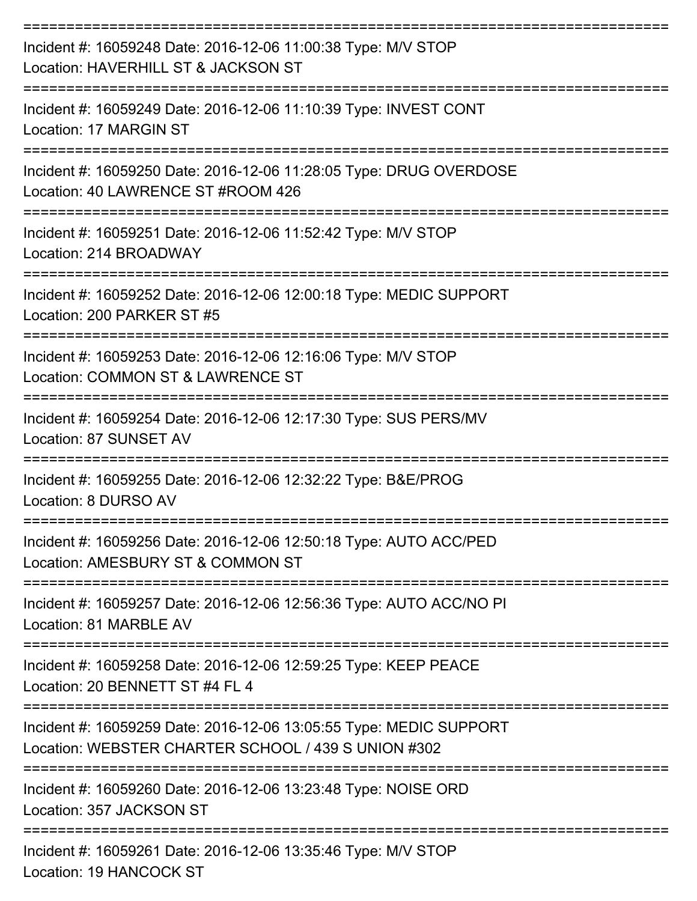===========================================================================

Incident #: 16059248 Date: 2016-12-06 11:00:38 Type: M/V STOP
Location: HAVERHILL ST & JACKSON ST

===========================================================================

Incident #: 16059249 Date: 2016-12-06 11:10:39 Type: INVEST CONT
Location: 17 MARGIN ST

===========================================================================

Incident #: 16059250 Date: 2016-12-06 11:28:05 Type: DRUG OVERDOSE
Location: 40 LAWRENCE ST #ROOM 426

===========================================================================

Incident #: 16059251 Date: 2016-12-06 11:52:42 Type: M/V STOP
Location: 214 BROADWAY

===========================================================================

Incident #: 16059252 Date: 2016-12-06 12:00:18 Type: MEDIC SUPPORT
Location: 200 PARKER ST #5

===========================================================================

Incident #: 16059253 Date: 2016-12-06 12:16:06 Type: M/V STOP
Location: COMMON ST & LAWRENCE ST

===========================================================================

Incident #: 16059254 Date: 2016-12-06 12:17:30 Type: SUS PERS/MV
Location: 87 SUNSET AV

===========================================================================

Incident #: 16059255 Date: 2016-12-06 12:32:22 Type: B&E/PROG
Location: 8 DURSO AV

===========================================================================

Incident #: 16059256 Date: 2016-12-06 12:50:18 Type: AUTO ACC/PED
Location: AMESBURY ST & COMMON ST

===========================================================================

Incident #: 16059257 Date: 2016-12-06 12:56:36 Type: AUTO ACC/NO PI
Location: 81 MARBLE AV

===========================================================================

Incident #: 16059258 Date: 2016-12-06 12:59:25 Type: KEEP PEACE
Location: 20 BENNETT ST #4 FL 4

===========================================================================

Incident #: 16059259 Date: 2016-12-06 13:05:55 Type: MEDIC SUPPORT
Location: WEBSTER CHARTER SCHOOL / 439 S UNION #302

===========================================================================

Incident #: 16059260 Date: 2016-12-06 13:23:48 Type: NOISE ORD
Location: 357 JACKSON ST

===========================================================================

Incident #: 16059261 Date: 2016-12-06 13:35:46 Type: M/V STOP
Location: 19 HANCOCK ST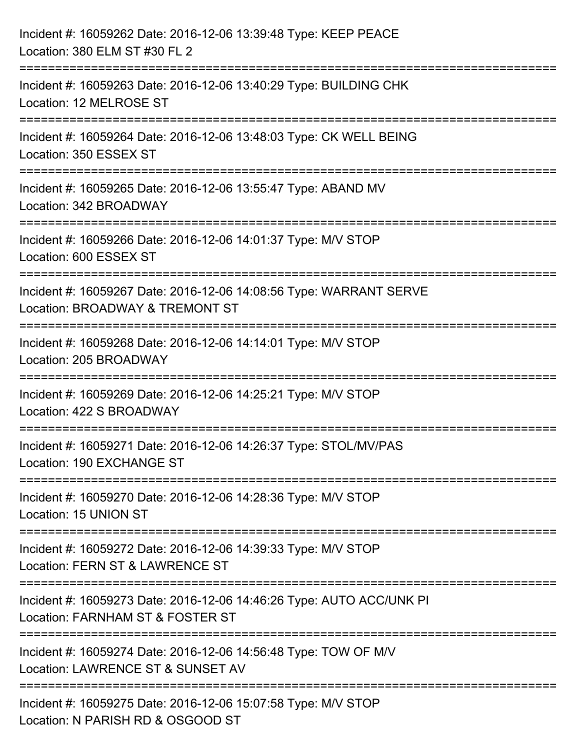Incident #: 16059262 Date: 2016-12-06 13:39:48 Type: KEEP PEACE
Location: 380 ELM ST #30 FL 2

===========================================================================

Incident #: 16059263 Date: 2016-12-06 13:40:29 Type: BUILDING CHK
Location: 12 MELROSE ST

===========================================================================

Incident #: 16059264 Date: 2016-12-06 13:48:03 Type: CK WELL BEING
Location: 350 ESSEX ST

===========================================================================

Incident #: 16059265 Date: 2016-12-06 13:55:47 Type: ABAND MV
Location: 342 BROADWAY

===========================================================================

Incident #: 16059266 Date: 2016-12-06 14:01:37 Type: M/V STOP
Location: 600 ESSEX ST

===========================================================================

Incident #: 16059267 Date: 2016-12-06 14:08:56 Type: WARRANT SERVE
Location: BROADWAY & TREMONT ST

===========================================================================

Incident #: 16059268 Date: 2016-12-06 14:14:01 Type: M/V STOP
Location: 205 BROADWAY

===========================================================================

Incident #: 16059269 Date: 2016-12-06 14:25:21 Type: M/V STOP
Location: 422 S BROADWAY

===========================================================================

Incident #: 16059271 Date: 2016-12-06 14:26:37 Type: STOL/MV/PAS
Location: 190 EXCHANGE ST

===========================================================================

Incident #: 16059270 Date: 2016-12-06 14:28:36 Type: M/V STOP
Location: 15 UNION ST

===========================================================================

Incident #: 16059272 Date: 2016-12-06 14:39:33 Type: M/V STOP
Location: FERN ST & LAWRENCE ST

===========================================================================

Incident #: 16059273 Date: 2016-12-06 14:46:26 Type: AUTO ACC/UNK PI
Location: FARNHAM ST & FOSTER ST

===========================================================================

Incident #: 16059274 Date: 2016-12-06 14:56:48 Type: TOW OF M/V
Location: LAWRENCE ST & SUNSET AV

===========================================================================

Incident #: 16059275 Date: 2016-12-06 15:07:58 Type: M/V STOP
Location: N PARISH RD & OSGOOD ST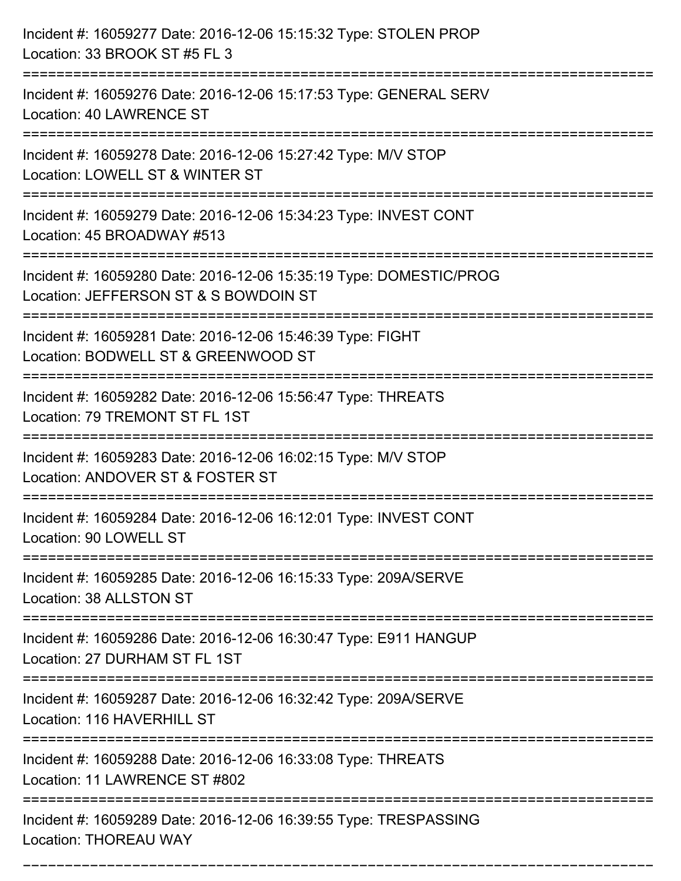Incident #: 16059277 Date: 2016-12-06 15:15:32 Type: STOLEN PROP
Location: 33 BROOK ST #5 FL 3

===========================================================================

Incident #: 16059276 Date: 2016-12-06 15:17:53 Type: GENERAL SERV
Location: 40 LAWRENCE ST

===========================================================================

Incident #: 16059278 Date: 2016-12-06 15:27:42 Type: M/V STOP
Location: LOWELL ST & WINTER ST

===========================================================================

Incident #: 16059279 Date: 2016-12-06 15:34:23 Type: INVEST CONT
Location: 45 BROADWAY #513

===========================================================================

Incident #: 16059280 Date: 2016-12-06 15:35:19 Type: DOMESTIC/PROG
Location: JEFFERSON ST & S BOWDOIN ST

===========================================================================

Incident #: 16059281 Date: 2016-12-06 15:46:39 Type: FIGHT
Location: BODWELL ST & GREENWOOD ST

===========================================================================

Incident #: 16059282 Date: 2016-12-06 15:56:47 Type: THREATS
Location: 79 TREMONT ST FL 1ST

===========================================================================

Incident #: 16059283 Date: 2016-12-06 16:02:15 Type: M/V STOP
Location: ANDOVER ST & FOSTER ST

===========================================================================

Incident #: 16059284 Date: 2016-12-06 16:12:01 Type: INVEST CONT
Location: 90 LOWELL ST

===========================================================================

Incident #: 16059285 Date: 2016-12-06 16:15:33 Type: 209A/SERVE
Location: 38 ALLSTON ST

===========================================================================

Incident #: 16059286 Date: 2016-12-06 16:30:47 Type: E911 HANGUP
Location: 27 DURHAM ST FL 1ST

===========================================================================

Incident #: 16059287 Date: 2016-12-06 16:32:42 Type: 209A/SERVE
Location: 116 HAVERHILL ST

===========================================================================

Incident #: 16059288 Date: 2016-12-06 16:33:08 Type: THREATS
Location: 11 LAWRENCE ST #802

===========================================================================

Incident #: 16059289 Date: 2016-12-06 16:39:55 Type: TRESPASSING
Location: THOREAU WAY

===========================================================================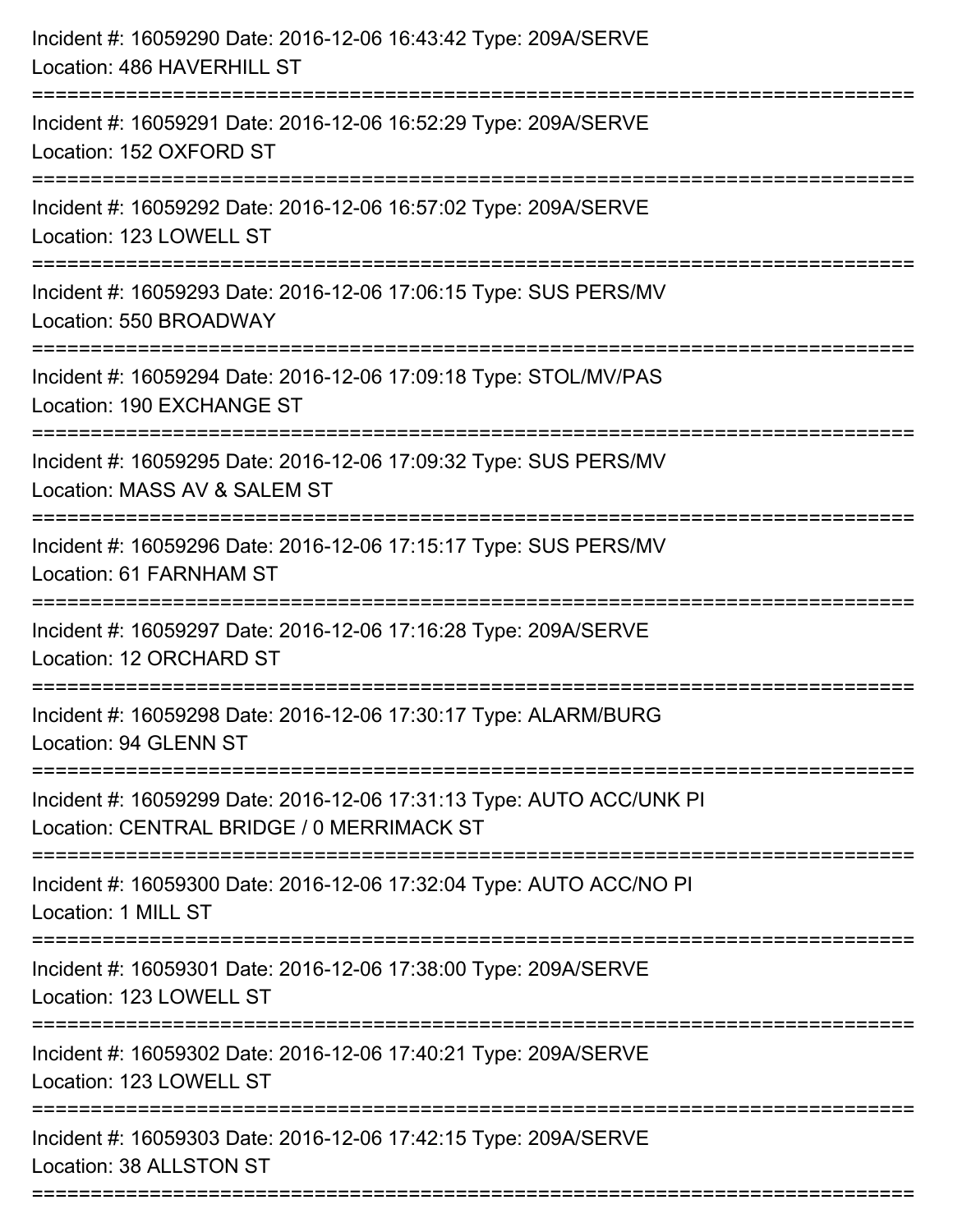Incident #: 16059290 Date: 2016-12-06 16:43:42 Type: 209A/SERVE
Location: 486 HAVERHILL ST

===========================================================================

Incident #: 16059291 Date: 2016-12-06 16:52:29 Type: 209A/SERVE
Location: 152 OXFORD ST

===========================================================================

Incident #: 16059292 Date: 2016-12-06 16:57:02 Type: 209A/SERVE
Location: 123 LOWELL ST

===========================================================================

Incident #: 16059293 Date: 2016-12-06 17:06:15 Type: SUS PERS/MV
Location: 550 BROADWAY

===========================================================================

Incident #: 16059294 Date: 2016-12-06 17:09:18 Type: STOL/MV/PAS
Location: 190 EXCHANGE ST

===========================================================================

Incident #: 16059295 Date: 2016-12-06 17:09:32 Type: SUS PERS/MV
Location: MASS AV & SALEM ST

===========================================================================

Incident #: 16059296 Date: 2016-12-06 17:15:17 Type: SUS PERS/MV
Location: 61 FARNHAM ST

===========================================================================

Incident #: 16059297 Date: 2016-12-06 17:16:28 Type: 209A/SERVE
Location: 12 ORCHARD ST

===========================================================================

Incident #: 16059298 Date: 2016-12-06 17:30:17 Type: ALARM/BURG
Location: 94 GLENN ST

===========================================================================

Incident #: 16059299 Date: 2016-12-06 17:31:13 Type: AUTO ACC/UNK PI
Location: CENTRAL BRIDGE / 0 MERRIMACK ST

===========================================================================

Incident #: 16059300 Date: 2016-12-06 17:32:04 Type: AUTO ACC/NO PI
Location: 1 MILL ST

===========================================================================

Incident #: 16059301 Date: 2016-12-06 17:38:00 Type: 209A/SERVE
Location: 123 LOWELL ST

===========================================================================

Incident #: 16059302 Date: 2016-12-06 17:40:21 Type: 209A/SERVE
Location: 123 LOWELL ST

===========================================================================

Incident #: 16059303 Date: 2016-12-06 17:42:15 Type: 209A/SERVE
Location: 38 ALLSTON ST

===========================================================================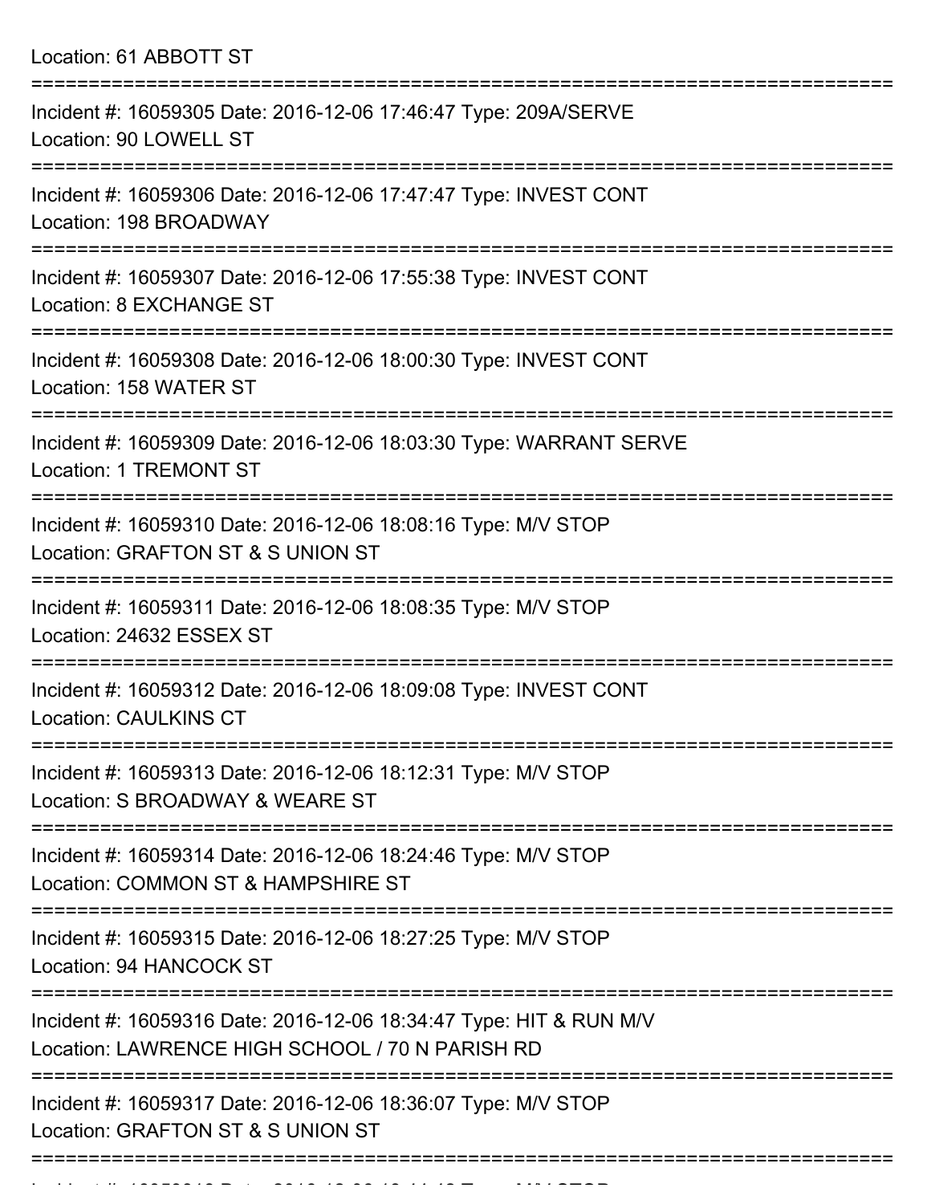Location: 61 ABBOTT ST

===========================================================================

Incident #: 16059305 Date: 2016-12-06 17:46:47 Type: 209A/SERVE
Location: 90 LOWELL ST

===========================================================================

Incident #: 16059306 Date: 2016-12-06 17:47:47 Type: INVEST CONT
Location: 198 BROADWAY

===========================================================================

Incident #: 16059307 Date: 2016-12-06 17:55:38 Type: INVEST CONT
Location: 8 EXCHANGE ST

===========================================================================

Incident #: 16059308 Date: 2016-12-06 18:00:30 Type: INVEST CONT
Location: 158 WATER ST

===========================================================================

Incident #: 16059309 Date: 2016-12-06 18:03:30 Type: WARRANT SERVE
Location: 1 TREMONT ST

===========================================================================

Incident #: 16059310 Date: 2016-12-06 18:08:16 Type: M/V STOP
Location: GRAFTON ST & S UNION ST

===========================================================================

Incident #: 16059311 Date: 2016-12-06 18:08:35 Type: M/V STOP
Location: 24632 ESSEX ST

===========================================================================

Incident #: 16059312 Date: 2016-12-06 18:09:08 Type: INVEST CONT
Location: CAULKINS CT

===========================================================================

Incident #: 16059313 Date: 2016-12-06 18:12:31 Type: M/V STOP
Location: S BROADWAY & WEARE ST

===========================================================================

Incident #: 16059314 Date: 2016-12-06 18:24:46 Type: M/V STOP
Location: COMMON ST & HAMPSHIRE ST

===========================================================================

Incident #: 16059315 Date: 2016-12-06 18:27:25 Type: M/V STOP
Location: 94 HANCOCK ST

===========================================================================

Incident #: 16059316 Date: 2016-12-06 18:34:47 Type: HIT & RUN M/V
Location: LAWRENCE HIGH SCHOOL / 70 N PARISH RD

===========================================================================

Incident #: 16059317 Date: 2016-12-06 18:36:07 Type: M/V STOP
Location: GRAFTON ST & S UNION ST

===========================================================================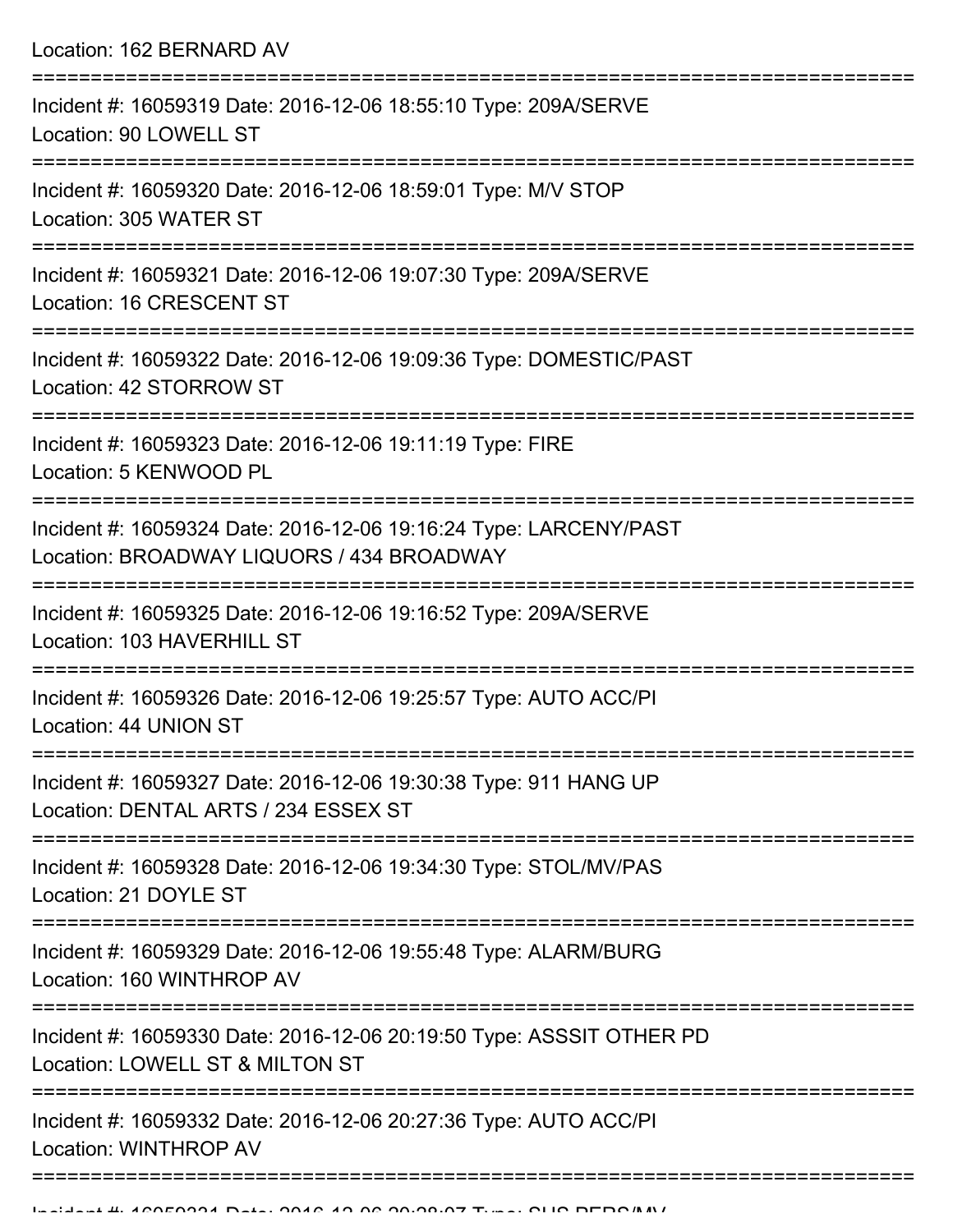Location: 162 BERNARD AV

===========================================================================

Incident #: 16059319 Date: 2016-12-06 18:55:10 Type: 209A/SERVE
Location: 90 LOWELL ST

===========================================================================

Incident #: 16059320 Date: 2016-12-06 18:59:01 Type: M/V STOP
Location: 305 WATER ST

===========================================================================

Incident #: 16059321 Date: 2016-12-06 19:07:30 Type: 209A/SERVE
Location: 16 CRESCENT ST

===========================================================================

Incident #: 16059322 Date: 2016-12-06 19:09:36 Type: DOMESTIC/PAST
Location: 42 STORROW ST

===========================================================================

Incident #: 16059323 Date: 2016-12-06 19:11:19 Type: FIRE
Location: 5 KENWOOD PL

===========================================================================

Incident #: 16059324 Date: 2016-12-06 19:16:24 Type: LARCENY/PAST
Location: BROADWAY LIQUORS / 434 BROADWAY

===========================================================================

Incident #: 16059325 Date: 2016-12-06 19:16:52 Type: 209A/SERVE
Location: 103 HAVERHILL ST

===========================================================================

Incident #: 16059326 Date: 2016-12-06 19:25:57 Type: AUTO ACC/PI
Location: 44 UNION ST

===========================================================================

Incident #: 16059327 Date: 2016-12-06 19:30:38 Type: 911 HANG UP
Location: DENTAL ARTS / 234 ESSEX ST

===========================================================================

Incident #: 16059328 Date: 2016-12-06 19:34:30 Type: STOL/MV/PAS
Location: 21 DOYLE ST

===========================================================================

Incident #: 16059329 Date: 2016-12-06 19:55:48 Type: ALARM/BURG
Location: 160 WINTHROP AV

===========================================================================

Incident #: 16059330 Date: 2016-12-06 20:19:50 Type: ASSSIT OTHER PD
Location: LOWELL ST & MILTON ST

===========================================================================

Incident #: 16059332 Date: 2016-12-06 20:27:36 Type: AUTO ACC/PI
Location: WINTHROP AV

===========================================================================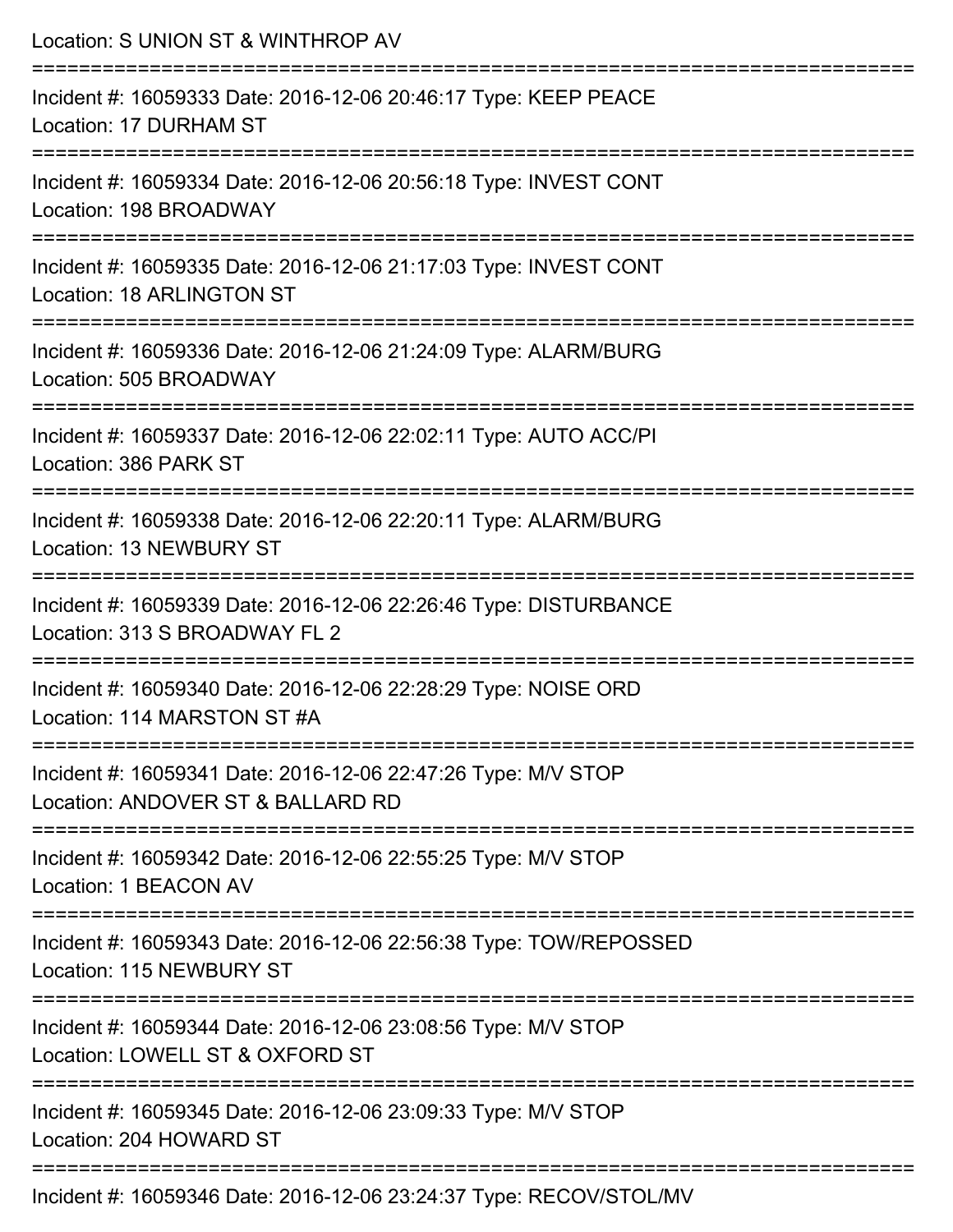Location: S UNION ST & WINTHROP AV

===========================================================================

Incident #: 16059333 Date: 2016-12-06 20:46:17 Type: KEEP PEACE
Location: 17 DURHAM ST

===========================================================================

Incident #: 16059334 Date: 2016-12-06 20:56:18 Type: INVEST CONT
Location: 198 BROADWAY

===========================================================================

Incident #: 16059335 Date: 2016-12-06 21:17:03 Type: INVEST CONT
Location: 18 ARLINGTON ST

===========================================================================

Incident #: 16059336 Date: 2016-12-06 21:24:09 Type: ALARM/BURG
Location: 505 BROADWAY

===========================================================================

Incident #: 16059337 Date: 2016-12-06 22:02:11 Type: AUTO ACC/PI
Location: 386 PARK ST

===========================================================================

Incident #: 16059338 Date: 2016-12-06 22:20:11 Type: ALARM/BURG
Location: 13 NEWBURY ST

===========================================================================

Incident #: 16059339 Date: 2016-12-06 22:26:46 Type: DISTURBANCE
Location: 313 S BROADWAY FL 2

===========================================================================

Incident #: 16059340 Date: 2016-12-06 22:28:29 Type: NOISE ORD
Location: 114 MARSTON ST #A

===========================================================================

Incident #: 16059341 Date: 2016-12-06 22:47:26 Type: M/V STOP
Location: ANDOVER ST & BALLARD RD

===========================================================================

Incident #: 16059342 Date: 2016-12-06 22:55:25 Type: M/V STOP
Location: 1 BEACON AV

===========================================================================

Incident #: 16059343 Date: 2016-12-06 22:56:38 Type: TOW/REPOSSED
Location: 115 NEWBURY ST

===========================================================================

Incident #: 16059344 Date: 2016-12-06 23:08:56 Type: M/V STOP
Location: LOWELL ST & OXFORD ST

===========================================================================

Incident #: 16059345 Date: 2016-12-06 23:09:33 Type: M/V STOP
Location: 204 HOWARD ST

===========================================================================

Incident #: 16059346 Date: 2016-12-06 23:24:37 Type: RECOV/STOL/MV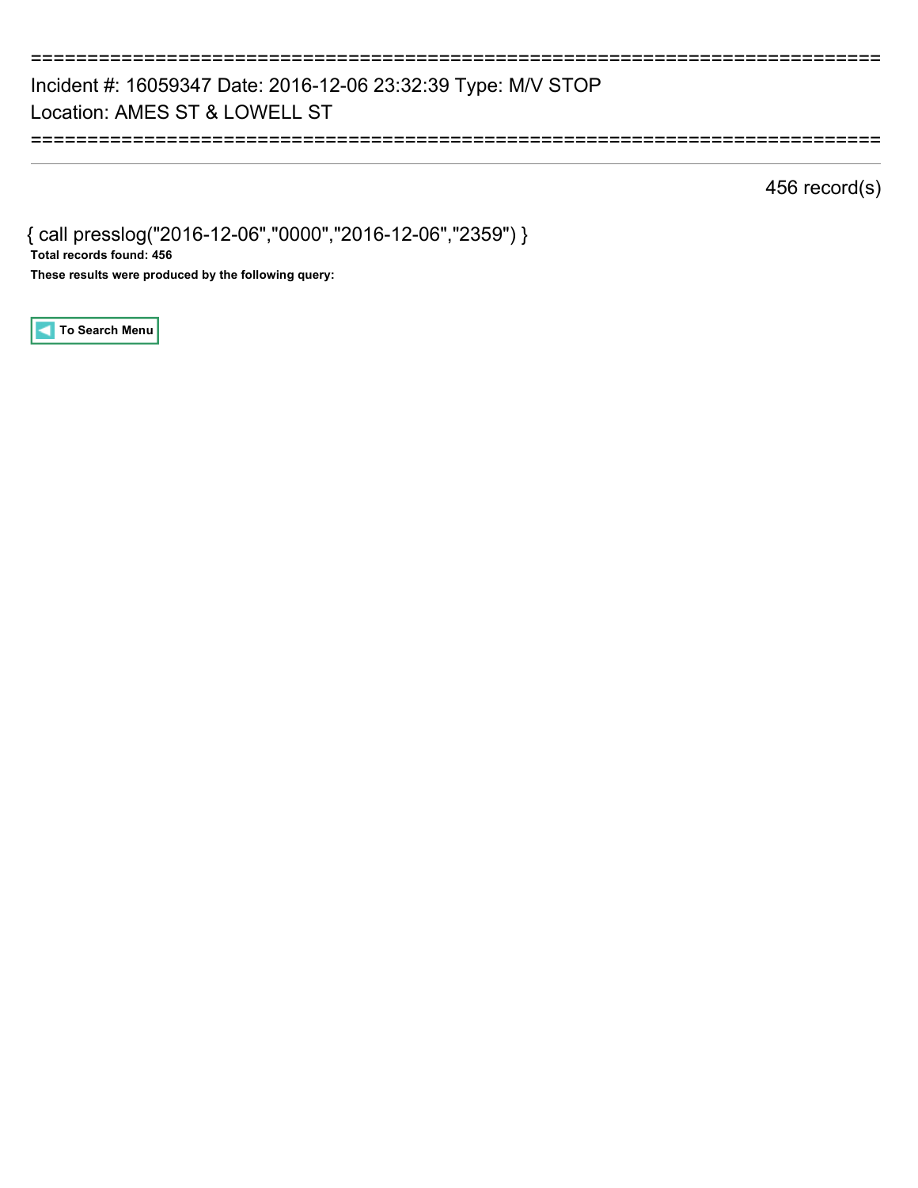===========================================================================

Incident #: 16059347 Date: 2016-12-06 23:32:39 Type: M/V STOP

Location: AMES ST & LOWELL ST

===========================================================================

---

456 record(s)

{ call presslog("2016-12-06","0000","2016-12-06","2359") }

**Total records found: 456**

**These results were produced by the following query:**

**To Search Menu**